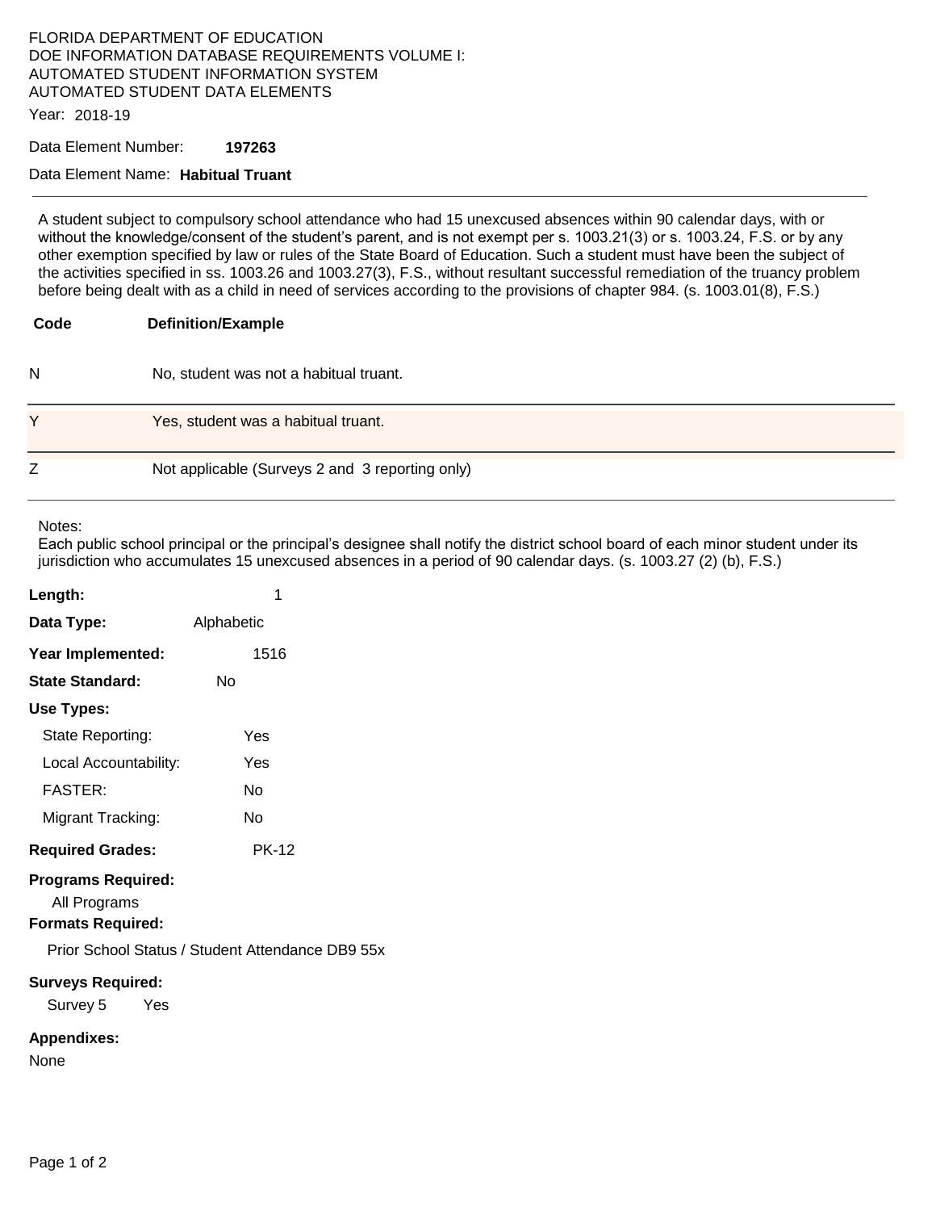FLORIDA DEPARTMENT OF EDUCATION
DOE INFORMATION DATABASE REQUIREMENTS VOLUME I:
AUTOMATED STUDENT INFORMATION SYSTEM
AUTOMATED STUDENT DATA ELEMENTS

Year: 2018-19

Data Element Number: **197263**

Data Element Name: **Habitual Truant**

---

A student subject to compulsory school attendance who had 15 unexcused absences within 90 calendar days, with or without the knowledge/consent of the student's parent, and is not exempt per s. 1003.21(3) or s. 1003.24, F.S. or by any other exemption specified by law or rules of the State Board of Education. Such a student must have been the subject of the activities specified in ss. 1003.26 and 1003.27(3), F.S., without resultant successful remediation of the truancy problem before being dealt with as a child in need of services according to the provisions of chapter 984. (s. 1003.01(8), F.S.)

| Code | Definition/Example |
|---|---|
| N | No, student was not a habitual truant. |
| Y | Yes, student was a habitual truant. |
| Z | Not applicable (Surveys 2 and 3 reporting only) |

Notes:
Each public school principal or the principal's designee shall notify the district school board of each minor student under its jurisdiction who accumulates 15 unexcused absences in a period of 90 calendar days. (s. 1003.27 (2) (b), F.S.)

**Length:** 1

**Data Type:** Alphabetic

**Year Implemented:** 1516

**State Standard:** No

**Use Types:**

State Reporting: Yes

Local Accountability: Yes

FASTER: No

Migrant Tracking: No

**Required Grades:** PK-12

**Programs Required:**

All Programs

**Formats Required:**

Prior School Status / Student Attendance DB9 55x

**Surveys Required:**

Survey 5 Yes

**Appendixes:**

None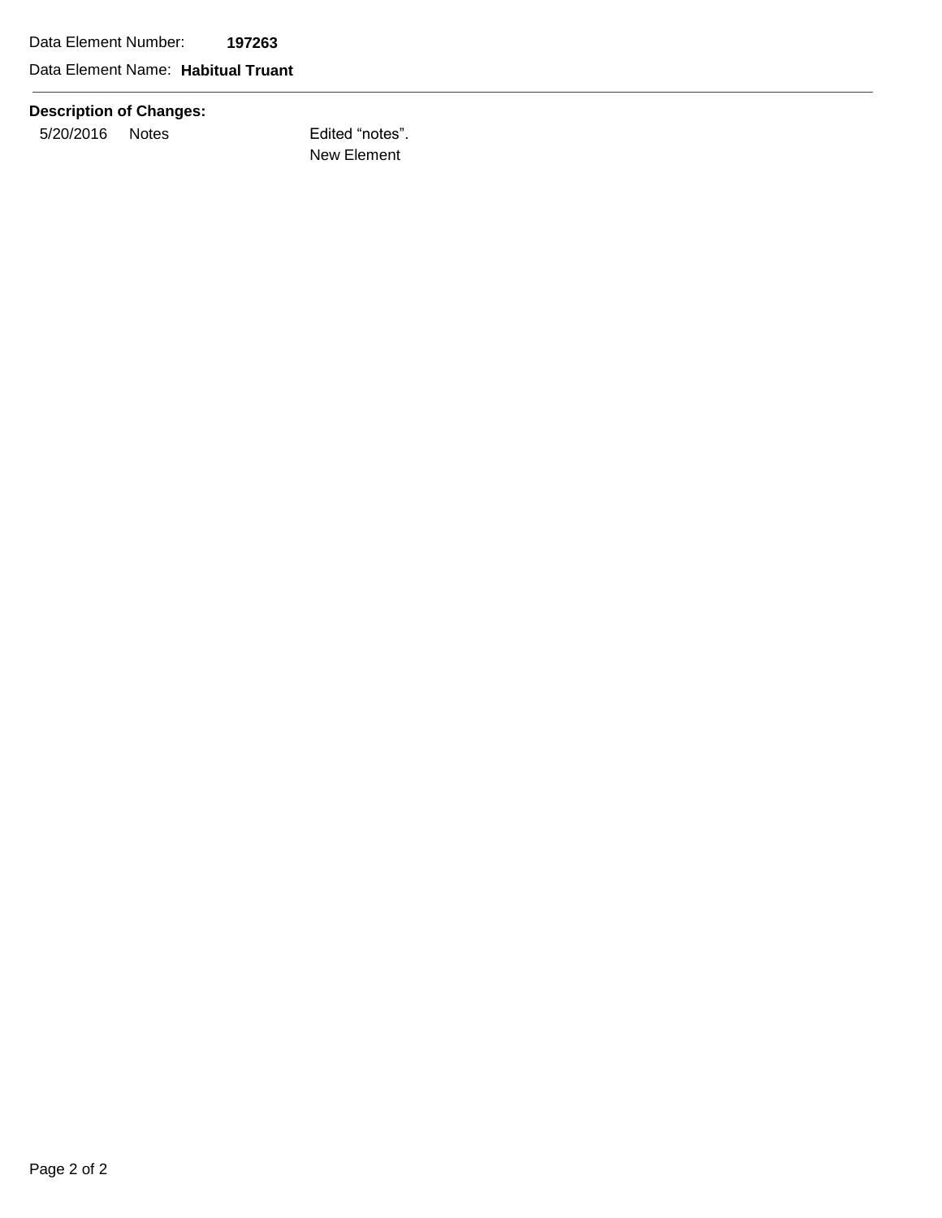Data Element Number: **197263**

Data Element Name: **Habitual Truant**

---

**Description of Changes:**

| | | |
|---|---|---|
| 5/20/2016 | Notes | Edited "notes". |
| | | New Element |